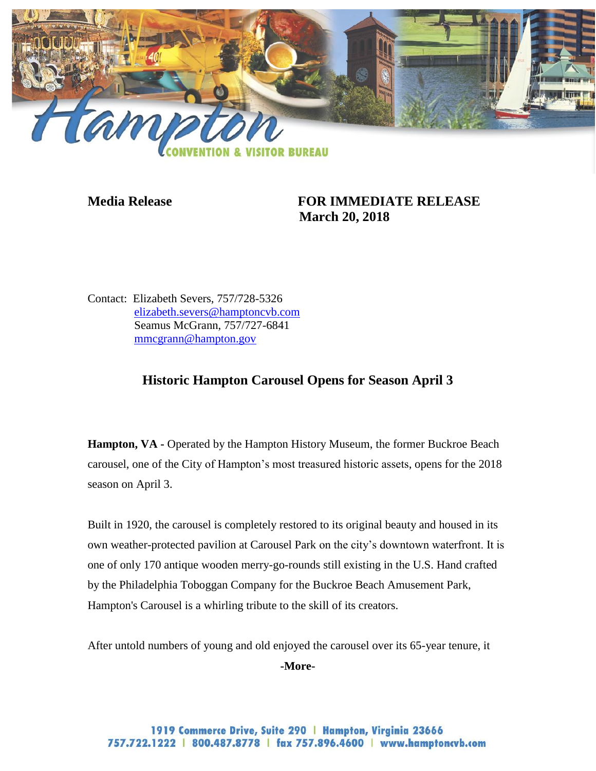**Media Release** **FOR IMMEDIATE RELEASE**
**March 20, 2018**

Contact: Elizabeth Severs, 757/728-5326
elizabeth.severs@hamptoncvb.com
Seamus McGrann, 757/727-6841
mmcgrann@hampton.gov

## Historic Hampton Carousel Opens for Season April 3

**Hampton, VA -** Operated by the Hampton History Museum, the former Buckroe Beach carousel, one of the City of Hampton's most treasured historic assets, opens for the 2018 season on April 3.

Built in 1920, the carousel is completely restored to its original beauty and housed in its own weather-protected pavilion at Carousel Park on the city's downtown waterfront. It is one of only 170 antique wooden merry-go-rounds still existing in the U.S. Hand crafted by the Philadelphia Toboggan Company for the Buckroe Beach Amusement Park, Hampton's Carousel is a whirling tribute to the skill of its creators.

After untold numbers of young and old enjoyed the carousel over its 65-year tenure, it

**-More-**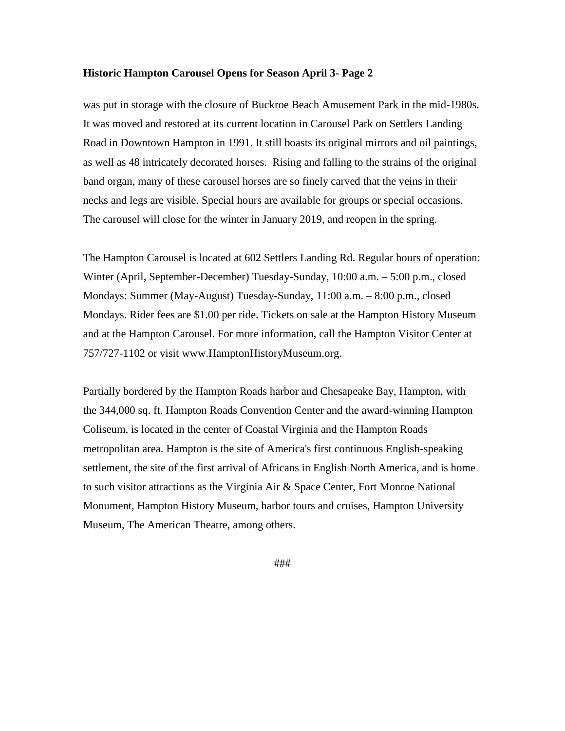was put in storage with the closure of Buckroe Beach Amusement Park in the mid-1980s. It was moved and restored at its current location in Carousel Park on Settlers Landing Road in Downtown Hampton in 1991. It still boasts its original mirrors and oil paintings, as well as 48 intricately decorated horses. Rising and falling to the strains of the original band organ, many of these carousel horses are so finely carved that the veins in their necks and legs are visible. Special hours are available for groups or special occasions. The carousel will close for the winter in January 2019, and reopen in the spring.

The Hampton Carousel is located at 602 Settlers Landing Rd. Regular hours of operation: Winter (April, September-December) Tuesday-Sunday, 10:00 a.m. – 5:00 p.m., closed Mondays: Summer (May-August) Tuesday-Sunday, 11:00 a.m. – 8:00 p.m., closed Mondays. Rider fees are $1.00 per ride. Tickets on sale at the Hampton History Museum and at the Hampton Carousel. For more information, call the Hampton Visitor Center at 757/727-1102 or visit www.HamptonHistoryMuseum.org.

Partially bordered by the Hampton Roads harbor and Chesapeake Bay, Hampton, with the 344,000 sq. ft. Hampton Roads Convention Center and the award-winning Hampton Coliseum, is located in the center of Coastal Virginia and the Hampton Roads metropolitan area. Hampton is the site of America's first continuous English-speaking settlement, the site of the first arrival of Africans in English North America, and is home to such visitor attractions as the Virginia Air & Space Center, Fort Monroe National Monument, Hampton History Museum, harbor tours and cruises, Hampton University Museum, The American Theatre, among others.

###